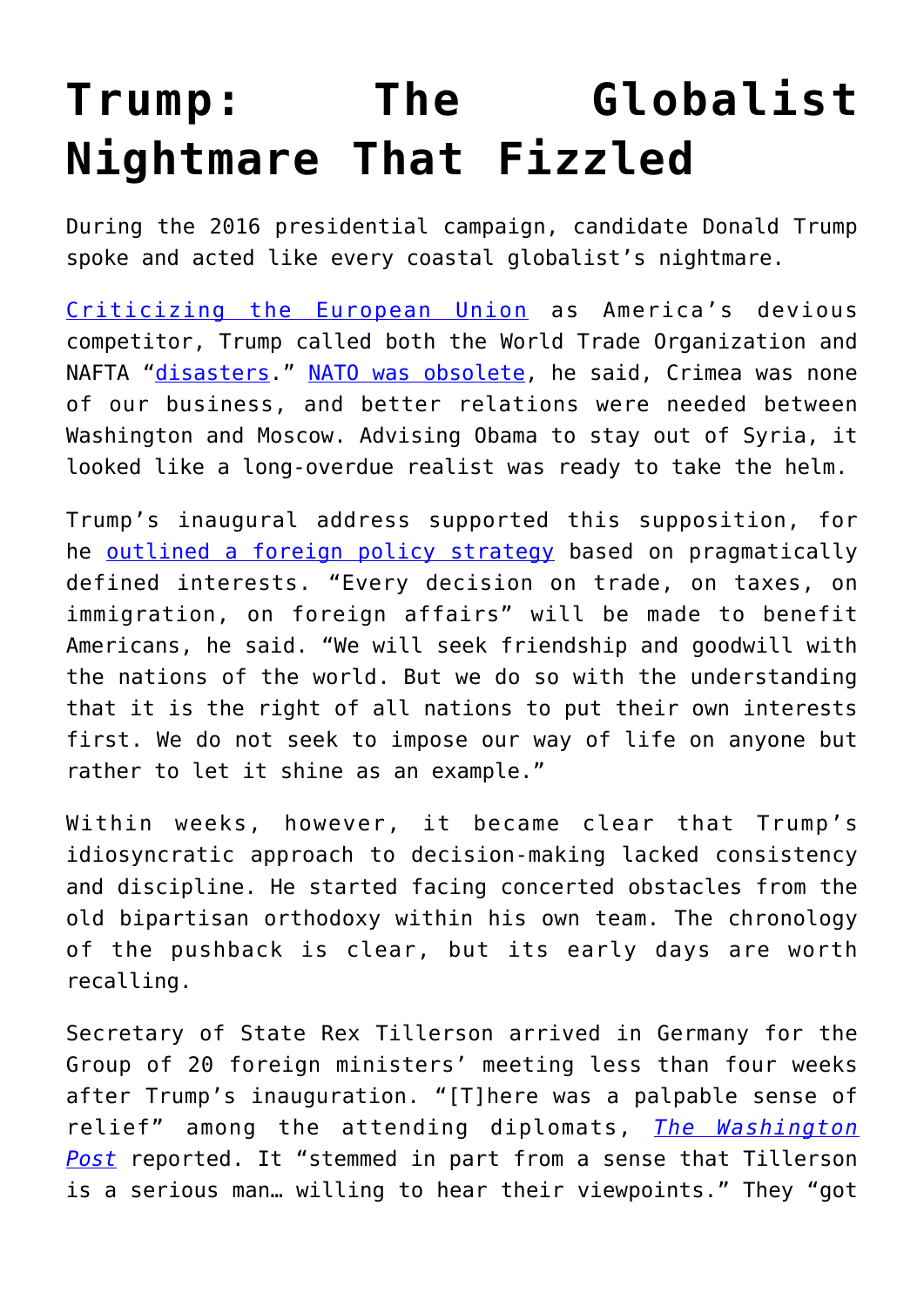# Trump: The Globalist Nightmare That Fizzled

During the 2016 presidential campaign, candidate Donald Trump spoke and acted like every coastal globalist's nightmare.

Criticizing the European Union as America's devious competitor, Trump called both the World Trade Organization and NAFTA "disasters." NATO was obsolete, he said, Crimea was none of our business, and better relations were needed between Washington and Moscow. Advising Obama to stay out of Syria, it looked like a long-overdue realist was ready to take the helm.

Trump's inaugural address supported this supposition, for he outlined a foreign policy strategy based on pragmatically defined interests. "Every decision on trade, on taxes, on immigration, on foreign affairs" will be made to benefit Americans, he said. "We will seek friendship and goodwill with the nations of the world. But we do so with the understanding that it is the right of all nations to put their own interests first. We do not seek to impose our way of life on anyone but rather to let it shine as an example."

Within weeks, however, it became clear that Trump's idiosyncratic approach to decision-making lacked consistency and discipline. He started facing concerted obstacles from the old bipartisan orthodoxy within his own team. The chronology of the pushback is clear, but its early days are worth recalling.

Secretary of State Rex Tillerson arrived in Germany for the Group of 20 foreign ministers' meeting less than four weeks after Trump's inauguration. "[T]here was a palpable sense of relief" among the attending diplomats, *The Washington Post* reported. It "stemmed in part from a sense that Tillerson is a serious man… willing to hear their viewpoints." They "got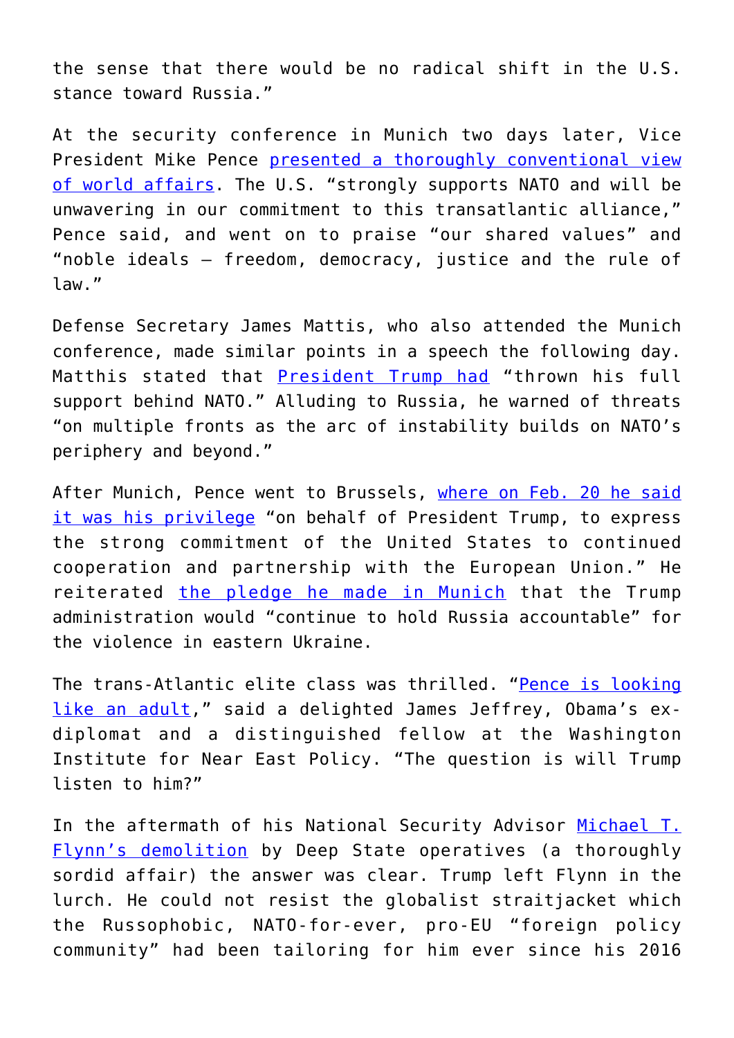the sense that there would be no radical shift in the U.S. stance toward Russia."

At the security conference in Munich two days later, Vice President Mike Pence presented a thoroughly conventional view of world affairs. The U.S. "strongly supports NATO and will be unwavering in our commitment to this transatlantic alliance," Pence said, and went on to praise "our shared values" and "noble ideals – freedom, democracy, justice and the rule of law."

Defense Secretary James Mattis, who also attended the Munich conference, made similar points in a speech the following day. Matthis stated that President Trump had "thrown his full support behind NATO." Alluding to Russia, he warned of threats "on multiple fronts as the arc of instability builds on NATO's periphery and beyond."

After Munich, Pence went to Brussels, where on Feb. 20 he said it was his privilege "on behalf of President Trump, to express the strong commitment of the United States to continued cooperation and partnership with the European Union." He reiterated the pledge he made in Munich that the Trump administration would "continue to hold Russia accountable" for the violence in eastern Ukraine.

The trans-Atlantic elite class was thrilled. "Pence is looking like an adult," said a delighted James Jeffrey, Obama's ex-diplomat and a distinguished fellow at the Washington Institute for Near East Policy. "The question is will Trump listen to him?"

In the aftermath of his National Security Advisor Michael T. Flynn's demolition by Deep State operatives (a thoroughly sordid affair) the answer was clear. Trump left Flynn in the lurch. He could not resist the globalist straitjacket which the Russophobic, NATO-for-ever, pro-EU "foreign policy community" had been tailoring for him ever since his 2016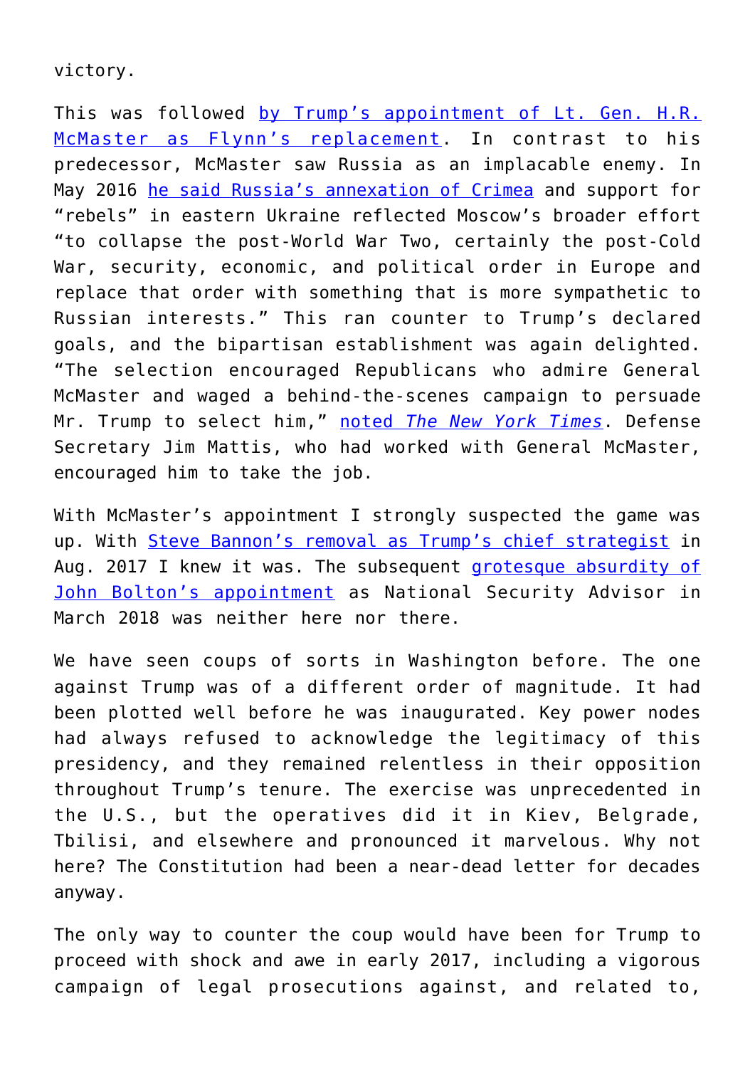victory.

This was followed by Trump's appointment of Lt. Gen. H.R. McMaster as Flynn's replacement. In contrast to his predecessor, McMaster saw Russia as an implacable enemy. In May 2016 he said Russia's annexation of Crimea and support for "rebels" in eastern Ukraine reflected Moscow's broader effort "to collapse the post-World War Two, certainly the post-Cold War, security, economic, and political order in Europe and replace that order with something that is more sympathetic to Russian interests." This ran counter to Trump's declared goals, and the bipartisan establishment was again delighted. "The selection encouraged Republicans who admire General McMaster and waged a behind-the-scenes campaign to persuade Mr. Trump to select him," noted *The New York Times*. Defense Secretary Jim Mattis, who had worked with General McMaster, encouraged him to take the job.

With McMaster's appointment I strongly suspected the game was up. With Steve Bannon's removal as Trump's chief strategist in Aug. 2017 I knew it was. The subsequent grotesque absurdity of John Bolton's appointment as National Security Advisor in March 2018 was neither here nor there.

We have seen coups of sorts in Washington before. The one against Trump was of a different order of magnitude. It had been plotted well before he was inaugurated. Key power nodes had always refused to acknowledge the legitimacy of this presidency, and they remained relentless in their opposition throughout Trump's tenure. The exercise was unprecedented in the U.S., but the operatives did it in Kiev, Belgrade, Tbilisi, and elsewhere and pronounced it marvelous. Why not here? The Constitution had been a near-dead letter for decades anyway.

The only way to counter the coup would have been for Trump to proceed with shock and awe in early 2017, including a vigorous campaign of legal prosecutions against, and related to,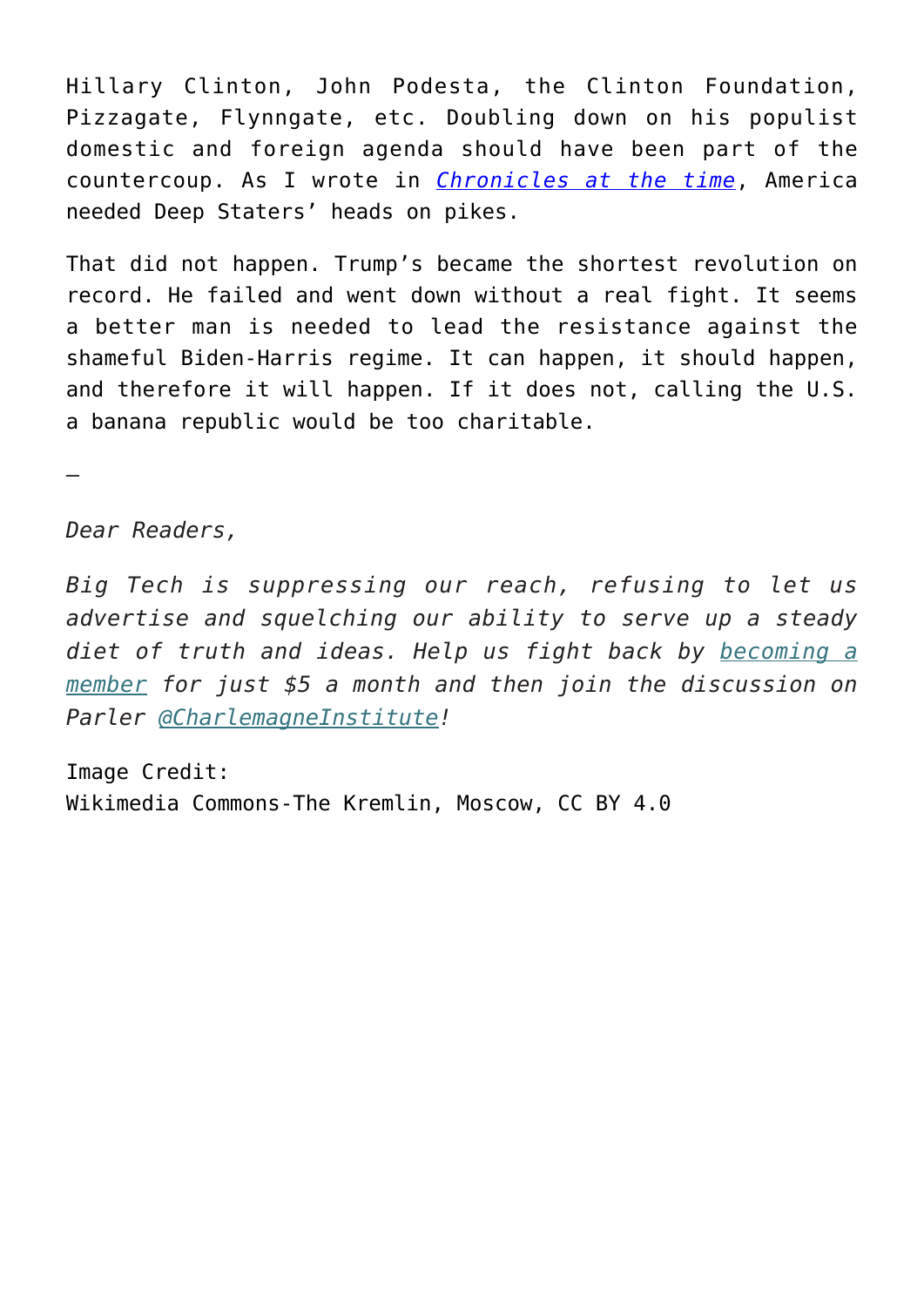Hillary Clinton, John Podesta, the Clinton Foundation, Pizzagate, Flynngate, etc. Doubling down on his populist domestic and foreign agenda should have been part of the countercoup. As I wrote in *Chronicles at the time*, America needed Deep Staters' heads on pikes.

That did not happen. Trump's became the shortest revolution on record. He failed and went down without a real fight. It seems a better man is needed to lead the resistance against the shameful Biden-Harris regime. It can happen, it should happen, and therefore it will happen. If it does not, calling the U.S. a banana republic would be too charitable.

—

*Dear Readers,*

*Big Tech is suppressing our reach, refusing to let us advertise and squelching our ability to serve up a steady diet of truth and ideas. Help us fight back by becoming a member for just $5 a month and then join the discussion on Parler @CharlemagneInstitute!*

Image Credit:
Wikimedia Commons-The Kremlin, Moscow, CC BY 4.0